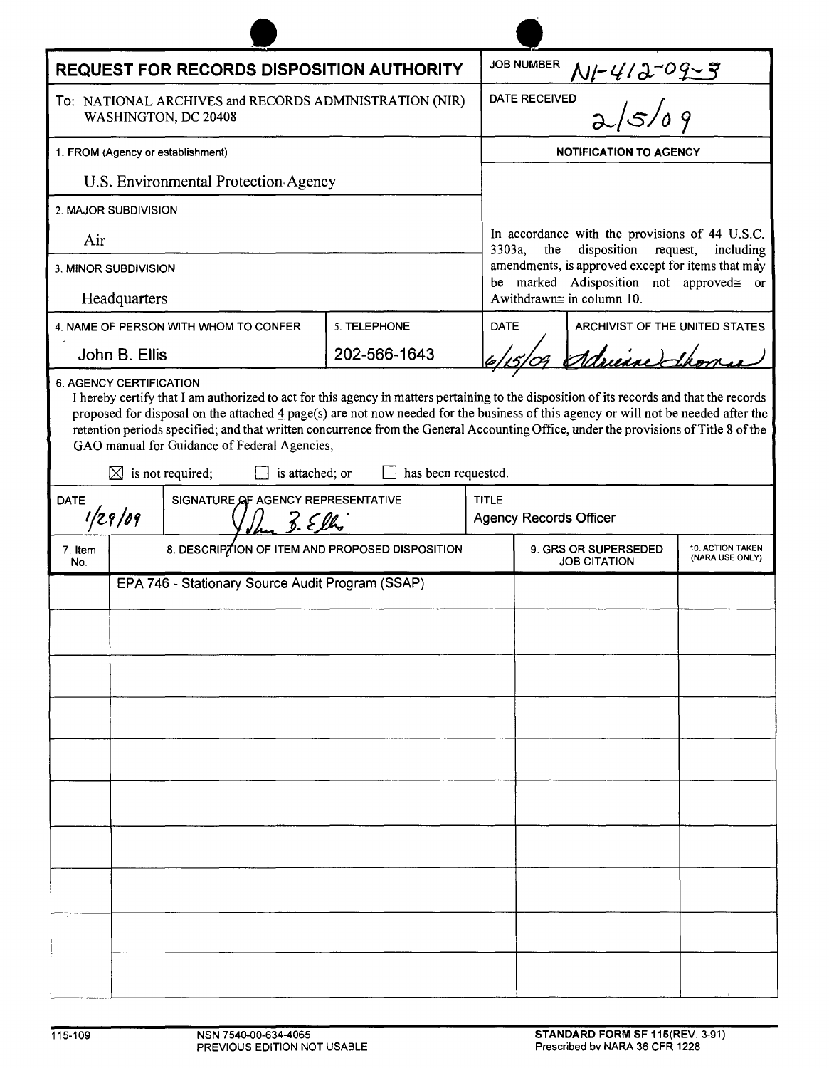# REQUEST FOR RECORDS DISPOSITION AUTHORITY

**JOB NUMBER** N1-412-09-3

**To:** NATIONAL ARCHIVES and RECORDS ADMINISTRATION (NIR) WASHINGTON, DC 20408

**DATE RECEIVED** 2/5/09

**1. FROM (Agency or establishment)**
U.S. Environmental Protection Agency

**2. MAJOR SUBDIVISION**
Air

**3. MINOR SUBDIVISION**
Headquarters

**NOTIFICATION TO AGENCY**

In accordance with the provisions of 44 U.S.C. 3303a, the disposition request, including amendments, is approved except for items that may be marked Adisposition not approved≅ or Awithdrawn≅ in column 10.

| 4. NAME OF PERSON WITH WHOM TO CONFER | 5. TELEPHONE | DATE | ARCHIVIST OF THE UNITED STATES |
|---|---|---|---|
| John B. Ellis | 202-566-1643 | 6/15/09 | Adrienne Thomas |

**6. AGENCY CERTIFICATION**

I hereby certify that I am authorized to act for this agency in matters pertaining to the disposition of its records and that the records proposed for disposal on the attached 4 page(s) are not now needed for the business of this agency or will not be needed after the retention periods specified; and that written concurrence from the General Accounting Office, under the provisions of Title 8 of the GAO manual for Guidance of Federal Agencies,

☒ is not required; ☐ is attached; or ☐ has been requested.

| DATE | SIGNATURE OF AGENCY REPRESENTATIVE | TITLE |
|---|---|---|
| 1/29/09 | John B. Ellis | Agency Records Officer |

| 7. Item No. | 8. DESCRIPTION OF ITEM AND PROPOSED DISPOSITION | 9. GRS OR SUPERSEDED JOB CITATION | 10. ACTION TAKEN (NARA USE ONLY) |
|---|---|---|---|
| | EPA 746 - Stationary Source Audit Program (SSAP) | | |

115-109 | NSN 7540-00-634-4065 PREVIOUS EDITION NOT USABLE | STANDARD FORM SF 115(REV. 3-91) Prescribed by NARA 36 CFR 1228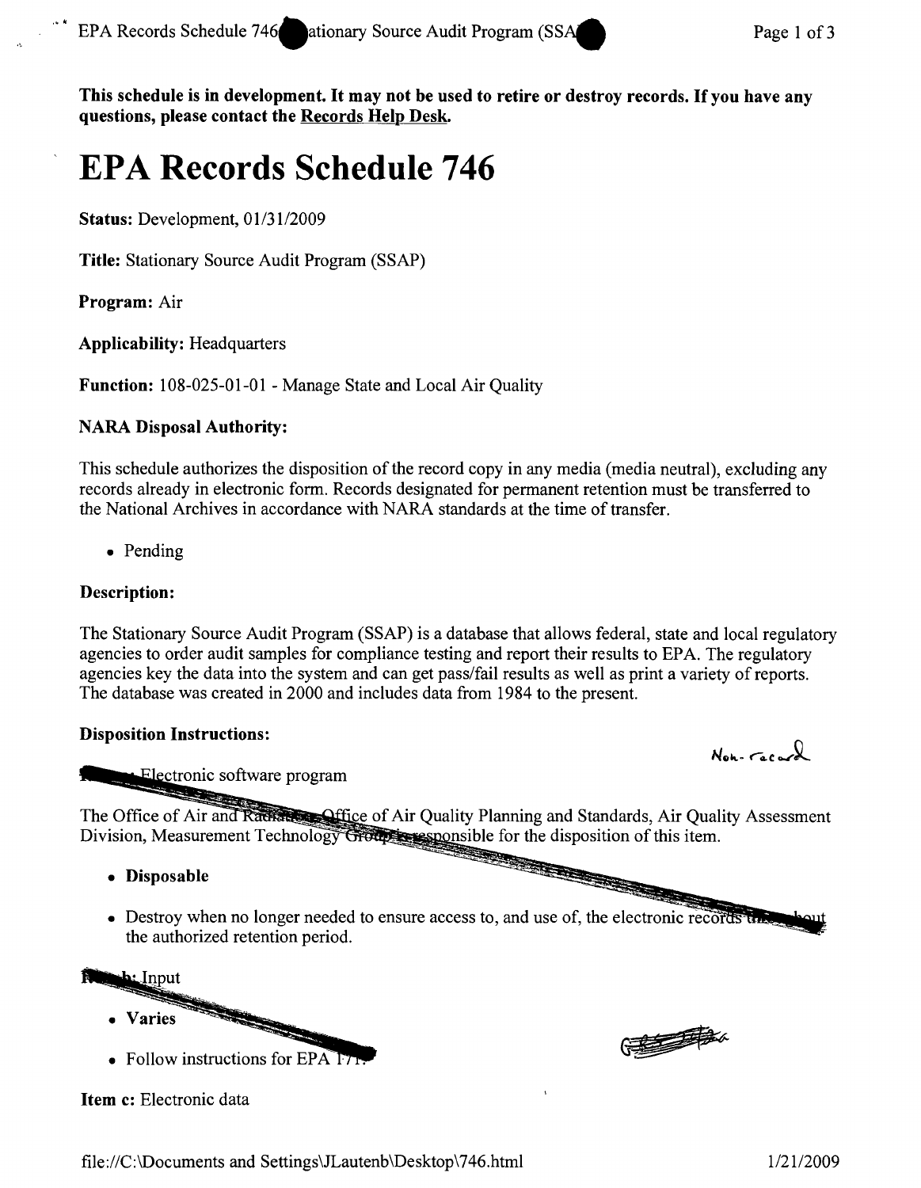This schedule is in development. It may not be used to retire or destroy records. If you have any questions, please contact the Records Help Desk.

# EPA Records Schedule 746

**Status:** Development, 01/31/2009

**Title:** Stationary Source Audit Program (SSAP)

**Program:** Air

**Applicability:** Headquarters

**Function:** 108-025-01-01 - Manage State and Local Air Quality

**NARA Disposal Authority:**

This schedule authorizes the disposition of the record copy in any media (media neutral), excluding any records already in electronic form. Records designated for permanent retention must be transferred to the National Archives in accordance with NARA standards at the time of transfer.

- Pending

**Description:**

The Stationary Source Audit Program (SSAP) is a database that allows federal, state and local regulatory agencies to order audit samples for compliance testing and report their results to EPA. The regulatory agencies key the data into the system and can get pass/fail results as well as print a variety of reports. The database was created in 2000 and includes data from 1984 to the present.

**Disposition Instructions:**

Non-record

Item a: Electronic software program

The Office of Air and Radiation, Office of Air Quality Planning and Standards, Air Quality Assessment Division, Measurement Technology Group is responsible for the disposition of this item.

- **Disposable**
- Destroy when no longer needed to ensure access to, and use of, the electronic records throughout the authorized retention period.

Item b: Input

- **Varies**
- Follow instructions for EPA 171.

**Item c:** Electronic data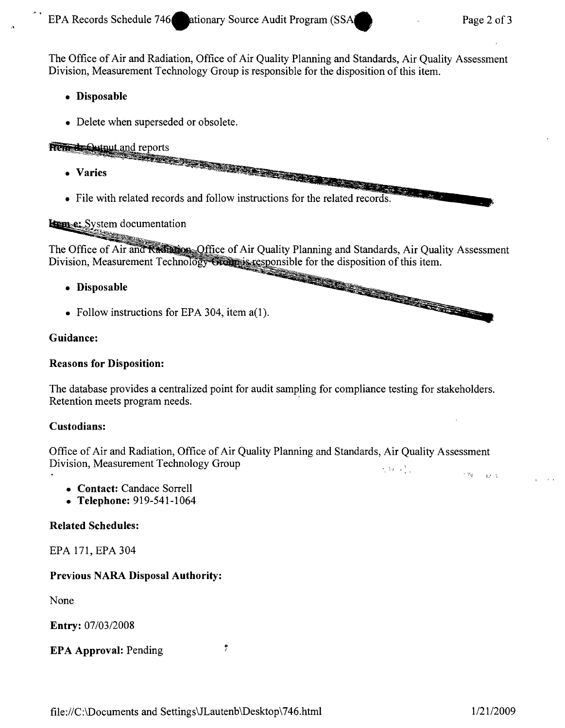The Office of Air and Radiation, Office of Air Quality Planning and Standards, Air Quality Assessment Division, Measurement Technology Group is responsible for the disposition of this item.

- **Disposable**
- Delete when superseded or obsolete.

Item d: Output and reports

- **Varies**
- File with related records and follow instructions for the related records.

Item e: System documentation

The Office of Air and Radiation, Office of Air Quality Planning and Standards, Air Quality Assessment Division, Measurement Technology Group is responsible for the disposition of this item.

- **Disposable**
- Follow instructions for EPA 304, item a(1).

**Guidance:**

**Reasons for Disposition:**

The database provides a centralized point for audit sampling for compliance testing for stakeholders. Retention meets program needs.

**Custodians:**

Office of Air and Radiation, Office of Air Quality Planning and Standards, Air Quality Assessment Division, Measurement Technology Group

- **Contact:** Candace Sorrell
- **Telephone:** 919-541-1064

**Related Schedules:**

EPA 171, EPA 304

**Previous NARA Disposal Authority:**

None

**Entry:** 07/03/2008

**EPA Approval:** Pending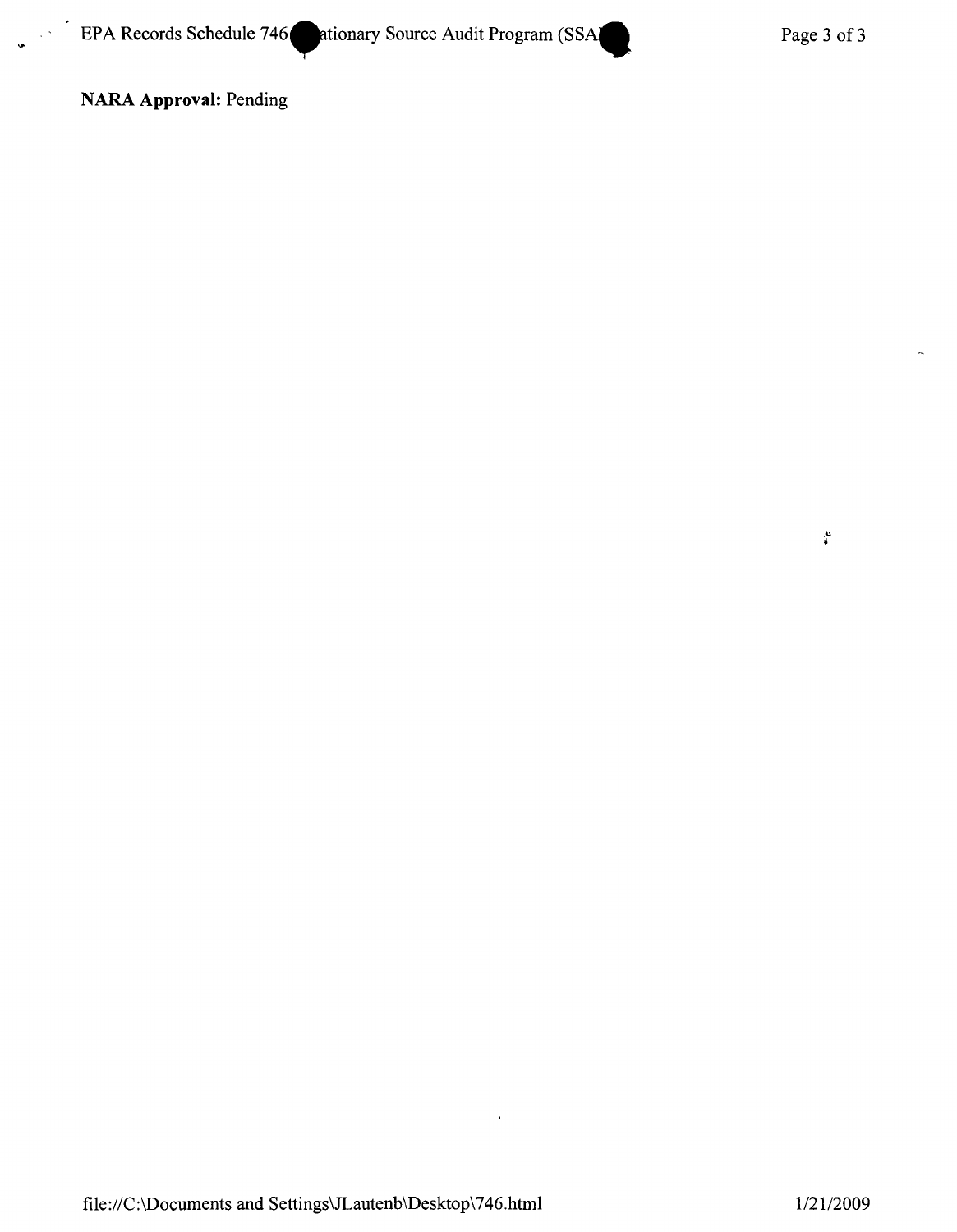**NARA Approval:** Pending